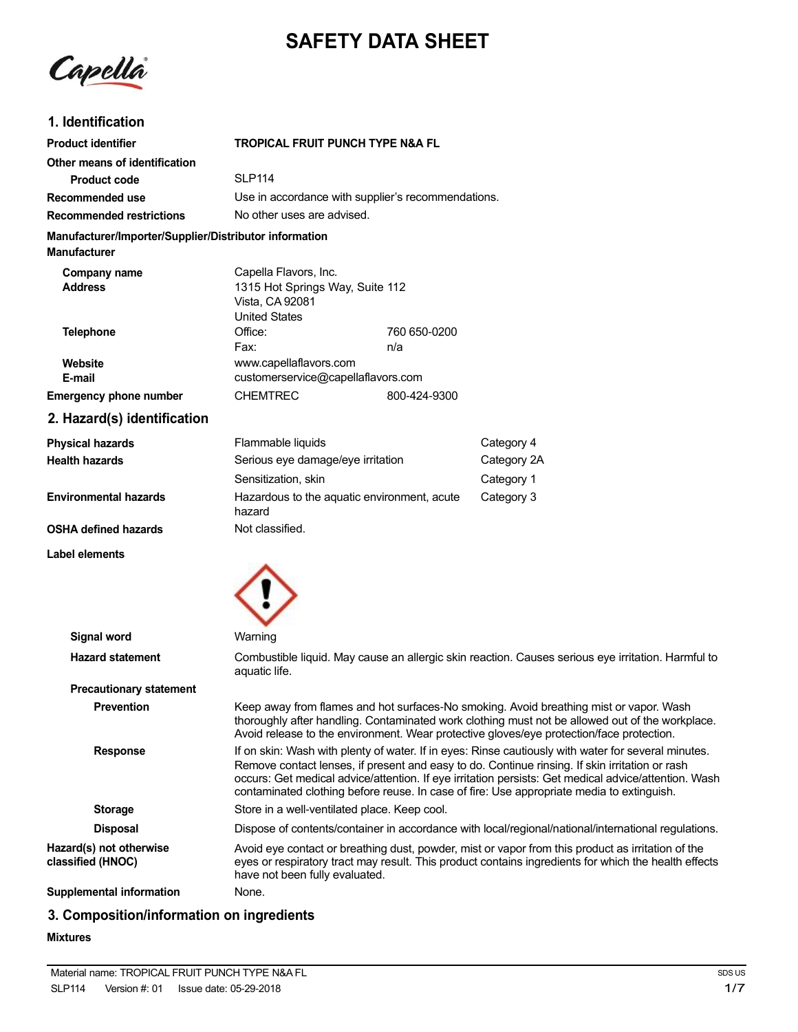# SAFETY DATA SHEET

Capella

## 1. Identification

| | | |
|---|---|---|
| **Product identifier** | **TROPICAL FRUIT PUNCH TYPE N&A FL** | |
| **Other means of identification** | | |
| **Product code** | SLP114 | |
| **Recommended use** | Use in accordance with supplier's recommendations. | |
| **Recommended restrictions** | No other uses are advised. | |

**Manufacturer/Importer/Supplier/Distributor information**

**Manufacturer**

| | | |
|---|---|---|
| **Company name** | Capella Flavors, Inc. | |
| **Address** | 1315 Hot Springs Way, Suite 112<br>Vista, CA 92081<br>United States | |
| **Telephone** | Office: | 760 650-0200 |
| | Fax: | n/a |
| **Website** | www.capellaflavors.com | |
| **E-mail** | customerservice@capellaflavors.com | |
| **Emergency phone number** | CHEMTREC | 800-424-9300 |

## 2. Hazard(s) identification

| | | |
|---|---|---|
| **Physical hazards** | Flammable liquids | Category 4 |
| **Health hazards** | Serious eye damage/eye irritation | Category 2A |
| | Sensitization, skin | Category 1 |
| **Environmental hazards** | Hazardous to the aquatic environment, acute hazard | Category 3 |
| **OSHA defined hazards** | Not classified. | |

**Label elements**

**Signal word** Warning

**Hazard statement** Combustible liquid. May cause an allergic skin reaction. Causes serious eye irritation. Harmful to aquatic life.

**Precautionary statement**

**Prevention** Keep away from flames and hot surfaces-No smoking. Avoid breathing mist or vapor. Wash thoroughly after handling. Contaminated work clothing must not be allowed out of the workplace. Avoid release to the environment. Wear protective gloves/eye protection/face protection.

**Response** If on skin: Wash with plenty of water. If in eyes: Rinse cautiously with water for several minutes. Remove contact lenses, if present and easy to do. Continue rinsing. If skin irritation or rash occurs: Get medical advice/attention. If eye irritation persists: Get medical advice/attention. Wash contaminated clothing before reuse. In case of fire: Use appropriate media to extinguish.

**Storage** Store in a well-ventilated place. Keep cool.

**Disposal** Dispose of contents/container in accordance with local/regional/national/international regulations.

**Hazard(s) not otherwise classified (HNOC)** Avoid eye contact or breathing dust, powder, mist or vapor from this product as irritation of the eyes or respiratory tract may result. This product contains ingredients for which the health effects have not been fully evaluated.

**Supplemental information** None.

## 3. Composition/information on ingredients

**Mixtures**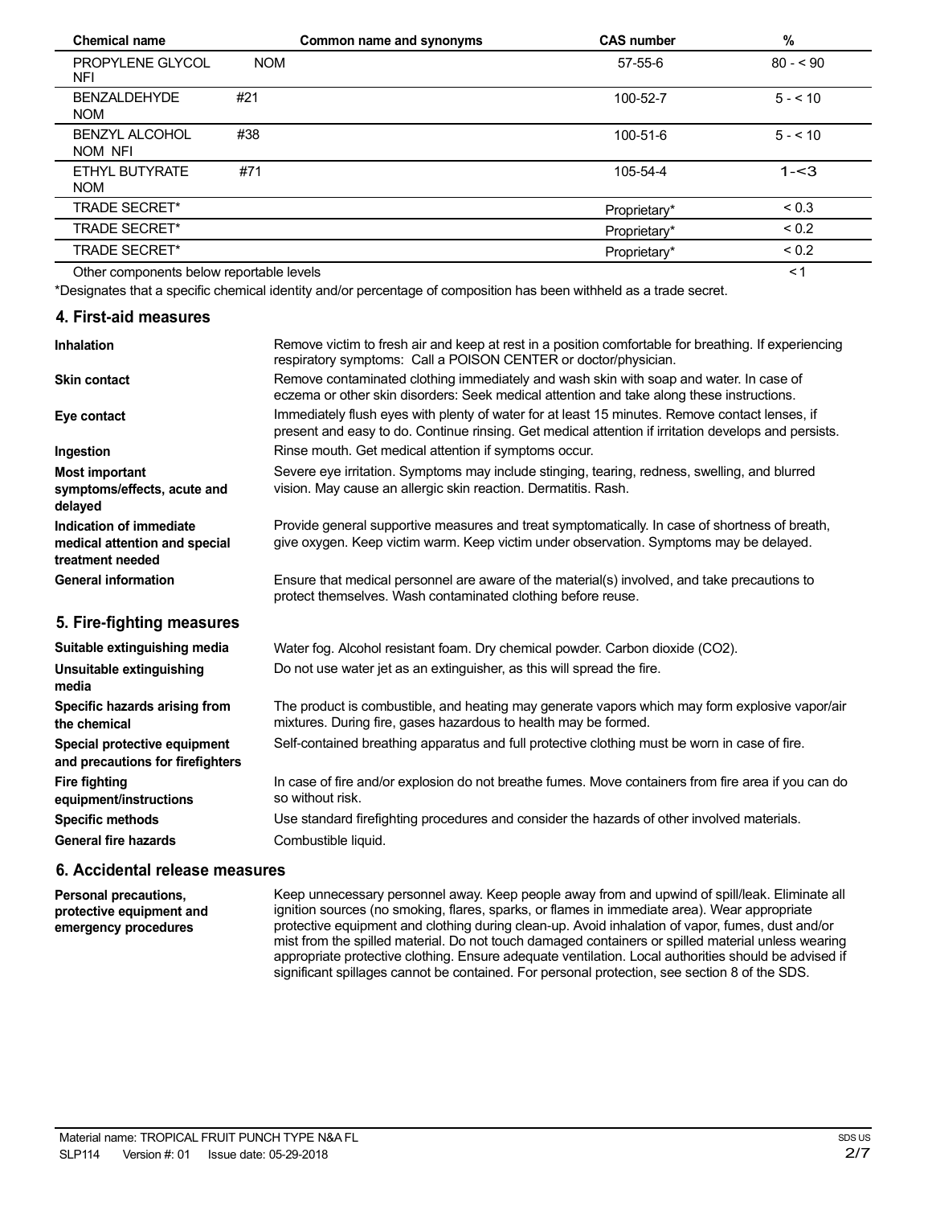| Chemical name | Common name and synonyms | CAS number | % |
|---|---|---|---|
| PROPYLENE GLYCOL NFI | NOM | 57-55-6 | 80 - < 90 |
| BENZALDEHYDE NOM | #21 | 100-52-7 | 5 - < 10 |
| BENZYL ALCOHOL NOM NFI | #38 | 100-51-6 | 5 - < 10 |
| ETHYL BUTYRATE NOM | #71 | 105-54-4 | 1-<3 |
| TRADE SECRET* | | Proprietary* | < 0.3 |
| TRADE SECRET* | | Proprietary* | < 0.2 |
| TRADE SECRET* | | Proprietary* | < 0.2 |
| Other components below reportable levels | | | < 1 |

*Designates that a specific chemical identity and/or percentage of composition has been withheld as a trade secret.

## 4. First-aid measures

**Inhalation**
Remove victim to fresh air and keep at rest in a position comfortable for breathing. If experiencing respiratory symptoms: Call a POISON CENTER or doctor/physician.

**Skin contact**
Remove contaminated clothing immediately and wash skin with soap and water. In case of eczema or other skin disorders: Seek medical attention and take along these instructions.

**Eye contact**
Immediately flush eyes with plenty of water for at least 15 minutes. Remove contact lenses, if present and easy to do. Continue rinsing. Get medical attention if irritation develops and persists.

**Ingestion**
Rinse mouth. Get medical attention if symptoms occur.

**Most important symptoms/effects, acute and delayed**
Severe eye irritation. Symptoms may include stinging, tearing, redness, swelling, and blurred vision. May cause an allergic skin reaction. Dermatitis. Rash.

**Indication of immediate medical attention and special treatment needed**
Provide general supportive measures and treat symptomatically. In case of shortness of breath, give oxygen. Keep victim warm. Keep victim under observation. Symptoms may be delayed.

**General information**
Ensure that medical personnel are aware of the material(s) involved, and take precautions to protect themselves. Wash contaminated clothing before reuse.

## 5. Fire-fighting measures

**Suitable extinguishing media**
Water fog. Alcohol resistant foam. Dry chemical powder. Carbon dioxide ($CO_2$).

**Unsuitable extinguishing media**
Do not use water jet as an extinguisher, as this will spread the fire.

**Specific hazards arising from the chemical**
The product is combustible, and heating may generate vapors which may form explosive vapor/air mixtures. During fire, gases hazardous to health may be formed.

**Special protective equipment and precautions for firefighters**
Self-contained breathing apparatus and full protective clothing must be worn in case of fire.

**Fire fighting equipment/instructions**
In case of fire and/or explosion do not breathe fumes. Move containers from fire area if you can do so without risk.

**Specific methods**
Use standard firefighting procedures and consider the hazards of other involved materials.

**General fire hazards**
Combustible liquid.

## 6. Accidental release measures

**Personal precautions, protective equipment and emergency procedures**
Keep unnecessary personnel away. Keep people away from and upwind of spill/leak. Eliminate all ignition sources (no smoking, flares, sparks, or flames in immediate area). Wear appropriate protective equipment and clothing during clean-up. Avoid inhalation of vapor, fumes, dust and/or mist from the spilled material. Do not touch damaged containers or spilled material unless wearing appropriate protective clothing. Ensure adequate ventilation. Local authorities should be advised if significant spillages cannot be contained. For personal protection, see section 8 of the SDS.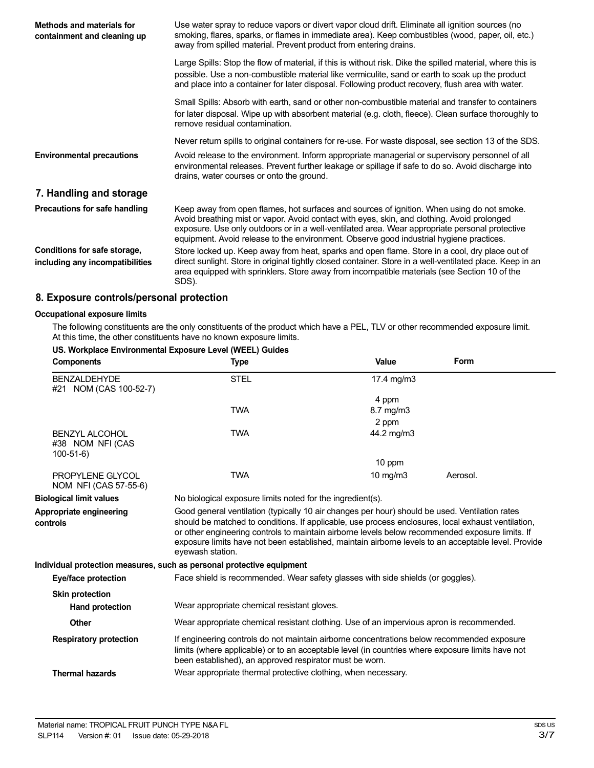**Methods and materials for containment and cleaning up**

Use water spray to reduce vapors or divert vapor cloud drift. Eliminate all ignition sources (no smoking, flares, sparks, or flames in immediate area). Keep combustibles (wood, paper, oil, etc.) away from spilled material. Prevent product from entering drains.

Large Spills: Stop the flow of material, if this is without risk. Dike the spilled material, where this is possible. Use a non-combustible material like vermiculite, sand or earth to soak up the product and place into a container for later disposal. Following product recovery, flush area with water.

Small Spills: Absorb with earth, sand or other non-combustible material and transfer to containers for later disposal. Wipe up with absorbent material (e.g. cloth, fleece). Clean surface thoroughly to remove residual contamination.

Never return spills to original containers for re-use. For waste disposal, see section 13 of the SDS.

**Environmental precautions**

Avoid release to the environment. Inform appropriate managerial or supervisory personnel of all environmental releases. Prevent further leakage or spillage if safe to do so. Avoid discharge into drains, water courses or onto the ground.

## 7. Handling and storage

**Precautions for safe handling**

Keep away from open flames, hot surfaces and sources of ignition. When using do not smoke. Avoid breathing mist or vapor. Avoid contact with eyes, skin, and clothing. Avoid prolonged exposure. Use only outdoors or in a well-ventilated area. Wear appropriate personal protective equipment. Avoid release to the environment. Observe good industrial hygiene practices.

**Conditions for safe storage, including any incompatibilities**

Store locked up. Keep away from heat, sparks and open flame. Store in a cool, dry place out of direct sunlight. Store in original tightly closed container. Store in a well-ventilated place. Keep in an area equipped with sprinklers. Store away from incompatible materials (see Section 10 of the SDS).

## 8. Exposure controls/personal protection

**Occupational exposure limits**

The following constituents are the only constituents of the product which have a PEL, TLV or other recommended exposure limit. At this time, the other constituents have no known exposure limits.

**US. Workplace Environmental Exposure Level (WEEL) Guides**

| Components | Type | Value | Form |
|---|---|---|---|
| BENZALDEHYDE #21 NOM (CAS 100-52-7) | STEL | 17.4 mg/m3 | |
| | | 4 ppm | |
| | TWA | 8.7 mg/m3 | |
| | | 2 ppm | |
| BENZYL ALCOHOL #38 NOM NFI (CAS 100-51-6) | TWA | 44.2 mg/m3 | |
| | | 10 ppm | |
| PROPYLENE GLYCOL NOM NFI (CAS 57-55-6) | TWA | 10 mg/m3 | Aerosol. |

**Biological limit values**

No biological exposure limits noted for the ingredient(s).

**Appropriate engineering controls**

Good general ventilation (typically 10 air changes per hour) should be used. Ventilation rates should be matched to conditions. If applicable, use process enclosures, local exhaust ventilation, or other engineering controls to maintain airborne levels below recommended exposure limits. If exposure limits have not been established, maintain airborne levels to an acceptable level. Provide eyewash station.

**Individual protection measures, such as personal protective equipment**

**Eye/face protection**

Face shield is recommended. Wear safety glasses with side shields (or goggles).

**Skin protection**

**Hand protection**

Wear appropriate chemical resistant gloves.

**Other**

Wear appropriate chemical resistant clothing. Use of an impervious apron is recommended.

**Respiratory protection**

If engineering controls do not maintain airborne concentrations below recommended exposure limits (where applicable) or to an acceptable level (in countries where exposure limits have not been established), an approved respirator must be worn.

**Thermal hazards**

Wear appropriate thermal protective clothing, when necessary.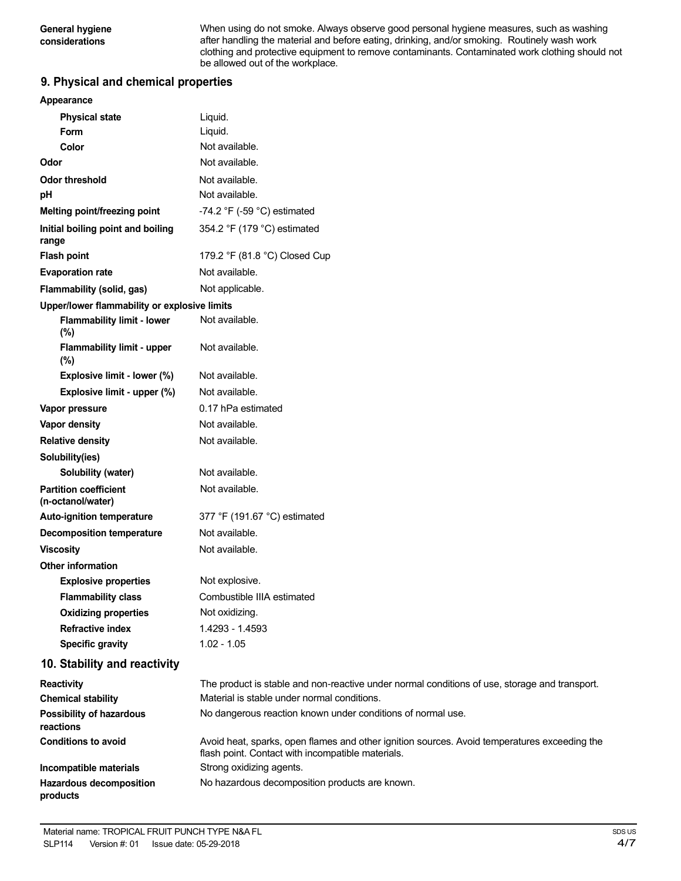| | |
|---|---|
| **General hygiene considerations** | When using do not smoke. Always observe good personal hygiene measures, such as washing after handling the material and before eating, drinking, and/or smoking. Routinely wash work clothing and protective equipment to remove contaminants. Contaminated work clothing should not be allowed out of the workplace. |

## 9. Physical and chemical properties

| | |
|---|---|
| **Appearance** | |
| **Physical state** | Liquid. |
| **Form** | Liquid. |
| **Color** | Not available. |
| **Odor** | Not available. |
| **Odor threshold** | Not available. |
| **pH** | Not available. |
| **Melting point/freezing point** | -74.2 °F (-59 °C) estimated |
| **Initial boiling point and boiling range** | 354.2 °F (179 °C) estimated |
| **Flash point** | 179.2 °F (81.8 °C) Closed Cup |
| **Evaporation rate** | Not available. |
| **Flammability (solid, gas)** | Not applicable. |
| **Upper/lower flammability or explosive limits** | |
| **Flammability limit - lower (%)** | Not available. |
| **Flammability limit - upper (%)** | Not available. |
| **Explosive limit - lower (%)** | Not available. |
| **Explosive limit - upper (%)** | Not available. |
| **Vapor pressure** | 0.17 hPa estimated |
| **Vapor density** | Not available. |
| **Relative density** | Not available. |
| **Solubility(ies)** | |
| **Solubility (water)** | Not available. |
| **Partition coefficient (n-octanol/water)** | Not available. |
| **Auto-ignition temperature** | 377 °F (191.67 °C) estimated |
| **Decomposition temperature** | Not available. |
| **Viscosity** | Not available. |
| **Other information** | |
| **Explosive properties** | Not explosive. |
| **Flammability class** | Combustible IIIA estimated |
| **Oxidizing properties** | Not oxidizing. |
| **Refractive index** | 1.4293 - 1.4593 |
| **Specific gravity** | 1.02 - 1.05 |

## 10. Stability and reactivity

| | |
|---|---|
| **Reactivity** | The product is stable and non-reactive under normal conditions of use, storage and transport. |
| **Chemical stability** | Material is stable under normal conditions. |
| **Possibility of hazardous reactions** | No dangerous reaction known under conditions of normal use. |
| **Conditions to avoid** | Avoid heat, sparks, open flames and other ignition sources. Avoid temperatures exceeding the flash point. Contact with incompatible materials. |
| **Incompatible materials** | Strong oxidizing agents. |
| **Hazardous decomposition products** | No hazardous decomposition products are known. |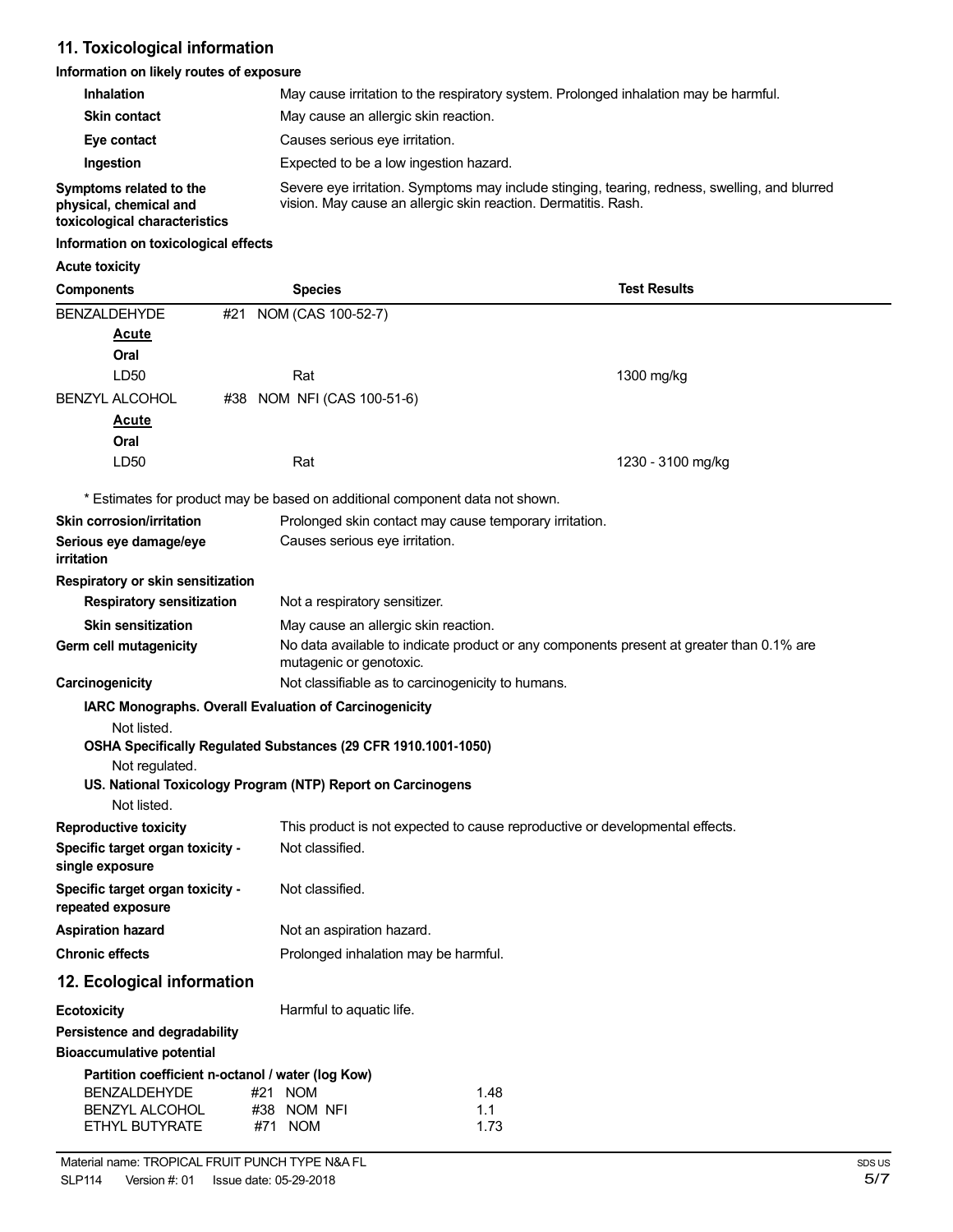## 11. Toxicological information

**Information on likely routes of exposure**

| | |
|---|---|
| **Inhalation** | May cause irritation to the respiratory system. Prolonged inhalation may be harmful. |
| **Skin contact** | May cause an allergic skin reaction. |
| **Eye contact** | Causes serious eye irritation. |
| **Ingestion** | Expected to be a low ingestion hazard. |
| **Symptoms related to the physical, chemical and toxicological characteristics** | Severe eye irritation. Symptoms may include stinging, tearing, redness, swelling, and blurred vision. May cause an allergic skin reaction. Dermatitis. Rash. |

**Information on toxicological effects**

**Acute toxicity**

| Components | Species | Test Results |
|---|---|---|
| BENZALDEHYDE #21 | NOM (CAS 100-52-7) | |
| **Acute** | | |
| **Oral** | | |
| LD50 | Rat | 1300 mg/kg |
| BENZYL ALCOHOL #38 | NOM NFI (CAS 100-51-6) | |
| **Acute** | | |
| **Oral** | | |
| LD50 | Rat | 1230 - 3100 mg/kg |

\* Estimates for product may be based on additional component data not shown.

| | |
|---|---|
| **Skin corrosion/irritation** | Prolonged skin contact may cause temporary irritation. |
| **Serious eye damage/eye irritation** | Causes serious eye irritation. |

**Respiratory or skin sensitization**

| | |
|---|---|
| **Respiratory sensitization** | Not a respiratory sensitizer. |
| **Skin sensitization** | May cause an allergic skin reaction. |
| **Germ cell mutagenicity** | No data available to indicate product or any components present at greater than 0.1% are mutagenic or genotoxic. |
| **Carcinogenicity** | Not classifiable as to carcinogenicity to humans. |

**IARC Monographs. Overall Evaluation of Carcinogenicity**

Not listed.

**OSHA Specifically Regulated Substances (29 CFR 1910.1001-1050)**

Not regulated.

**US. National Toxicology Program (NTP) Report on Carcinogens**

Not listed.

| | |
|---|---|
| **Reproductive toxicity** | This product is not expected to cause reproductive or developmental effects. |
| **Specific target organ toxicity - single exposure** | Not classified. |
| **Specific target organ toxicity - repeated exposure** | Not classified. |
| **Aspiration hazard** | Not an aspiration hazard. |
| **Chronic effects** | Prolonged inhalation may be harmful. |

## 12. Ecological information

**Ecotoxicity** Harmful to aquatic life.

**Persistence and degradability**

**Bioaccumulative potential**

**Partition coefficient n-octanol / water (log Kow)**

| | | |
|---|---|---|
| BENZALDEHYDE | #21 NOM | 1.48 |
| BENZYL ALCOHOL | #38 NOM NFI | 1.1 |
| ETHYL BUTYRATE | #71 NOM | 1.73 |

Material name: TROPICAL FRUIT PUNCH TYPE N&A FL

SLP114 Version #: 01 Issue date: 05-29-2018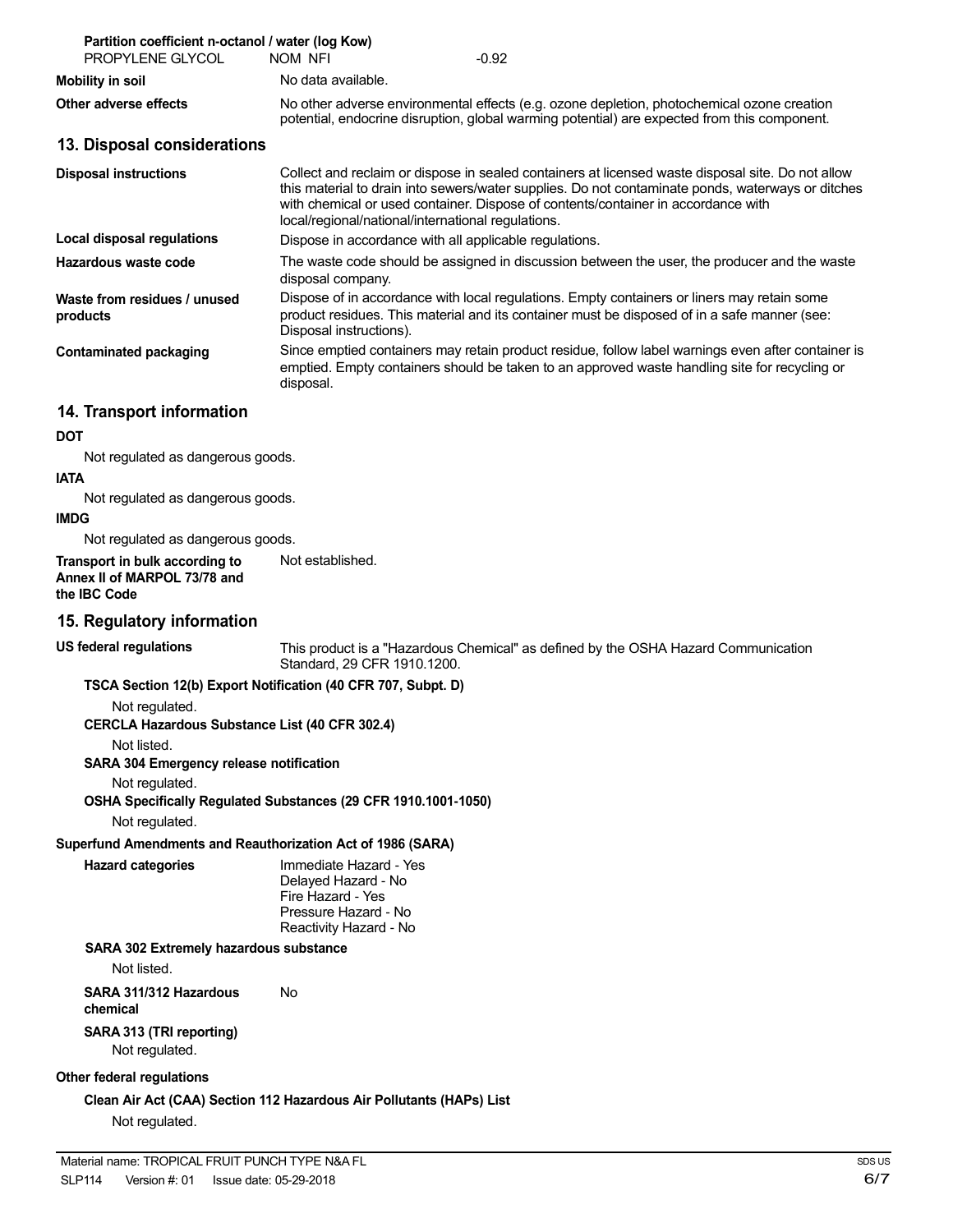**Partition coefficient n-octanol / water (log Kow)**

| PROPYLENE GLYCOL | NOM NFI | -0.92 |
|---|---|---|

**Mobility in soil** No data available.

**Other adverse effects** No other adverse environmental effects (e.g. ozone depletion, photochemical ozone creation potential, endocrine disruption, global warming potential) are expected from this component.

## 13. Disposal considerations

**Disposal instructions** Collect and reclaim or dispose in sealed containers at licensed waste disposal site. Do not allow this material to drain into sewers/water supplies. Do not contaminate ponds, waterways or ditches with chemical or used container. Dispose of contents/container in accordance with local/regional/national/international regulations.

**Local disposal regulations** Dispose in accordance with all applicable regulations.

**Hazardous waste code** The waste code should be assigned in discussion between the user, the producer and the waste disposal company.

**Waste from residues / unused products** Dispose of in accordance with local regulations. Empty containers or liners may retain some product residues. This material and its container must be disposed of in a safe manner (see: Disposal instructions).

**Contaminated packaging** Since emptied containers may retain product residue, follow label warnings even after container is emptied. Empty containers should be taken to an approved waste handling site for recycling or disposal.

## 14. Transport information

**DOT**

Not regulated as dangerous goods.

**IATA**

Not regulated as dangerous goods.

**IMDG**

Not regulated as dangerous goods.

**Transport in bulk according to Annex II of MARPOL 73/78 and the IBC Code** Not established.

## 15. Regulatory information

**US federal regulations** This product is a "Hazardous Chemical" as defined by the OSHA Hazard Communication Standard, 29 CFR 1910.1200.

**TSCA Section 12(b) Export Notification (40 CFR 707, Subpt. D)**

Not regulated.

**CERCLA Hazardous Substance List (40 CFR 302.4)**

Not listed.

**SARA 304 Emergency release notification**

Not regulated.

**OSHA Specifically Regulated Substances (29 CFR 1910.1001-1050)**

Not regulated.

**Superfund Amendments and Reauthorization Act of 1986 (SARA)**

**Hazard categories**
Immediate Hazard - Yes
Delayed Hazard - No
Fire Hazard - Yes
Pressure Hazard - No
Reactivity Hazard - No

**SARA 302 Extremely hazardous substance**

Not listed.

**SARA 311/312 Hazardous chemical** No

**SARA 313 (TRI reporting)**

Not regulated.

**Other federal regulations**

**Clean Air Act (CAA) Section 112 Hazardous Air Pollutants (HAPs) List**

Not regulated.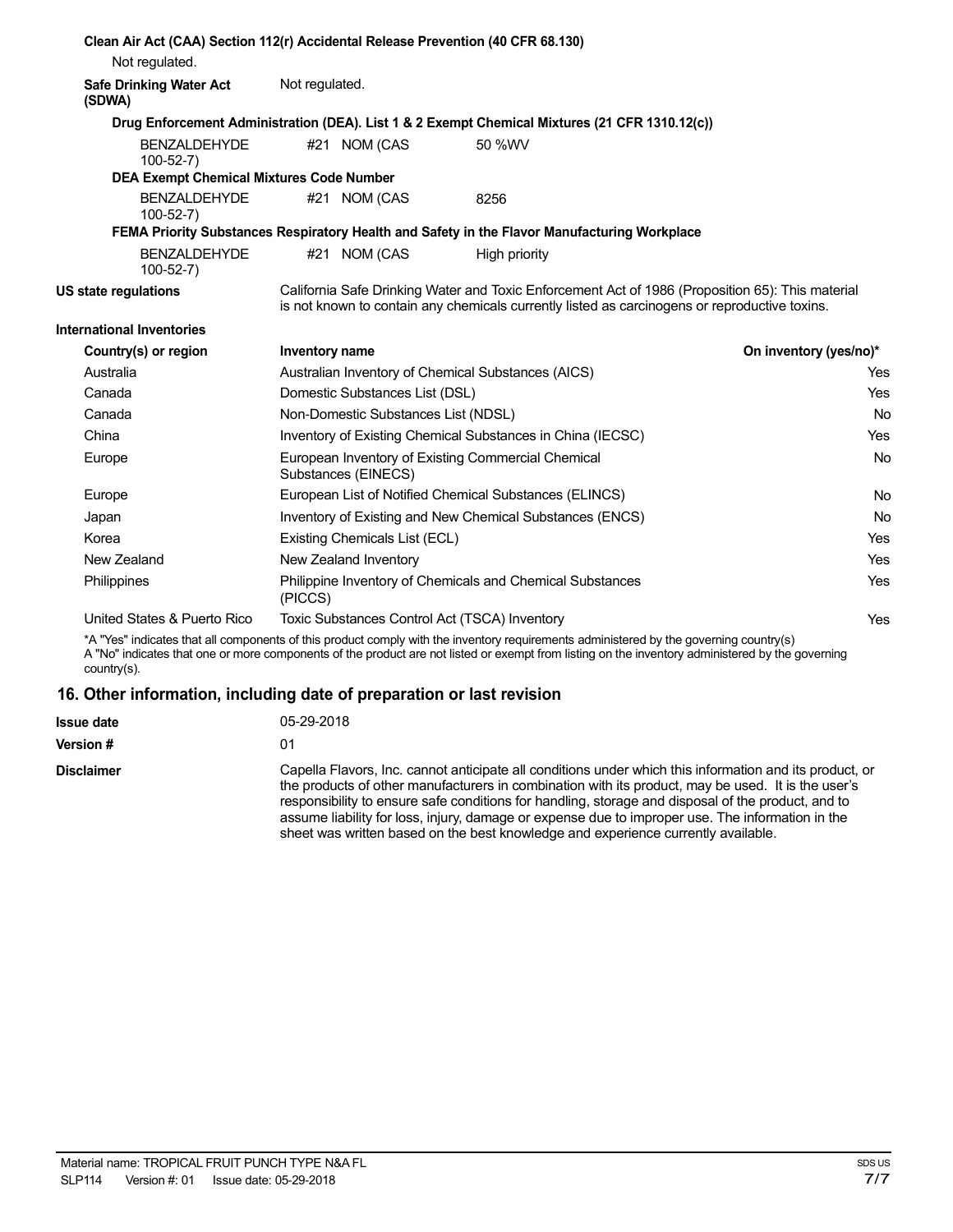**Clean Air Act (CAA) Section 112(r) Accidental Release Prevention (40 CFR 68.130)**

Not regulated.

**Safe Drinking Water Act (SDWA)** Not regulated.

**Drug Enforcement Administration (DEA). List 1 & 2 Exempt Chemical Mixtures (21 CFR 1310.12(c))**

| | |
|---|---|
| BENZALDEHYDE #21 NOM (CAS 100-52-7) | 50 %WV |

**DEA Exempt Chemical Mixtures Code Number**

| | |
|---|---|
| BENZALDEHYDE #21 NOM (CAS 100-52-7) | 8256 |

**FEMA Priority Substances Respiratory Health and Safety in the Flavor Manufacturing Workplace**

| | |
|---|---|
| BENZALDEHYDE #21 NOM (CAS 100-52-7) | High priority |

**US state regulations** California Safe Drinking Water and Toxic Enforcement Act of 1986 (Proposition 65): This material is not known to contain any chemicals currently listed as carcinogens or reproductive toxins.

**International Inventories**

| Country(s) or region | Inventory name | On inventory (yes/no)* |
|---|---|---|
| Australia | Australian Inventory of Chemical Substances (AICS) | Yes |
| Canada | Domestic Substances List (DSL) | Yes |
| Canada | Non-Domestic Substances List (NDSL) | No |
| China | Inventory of Existing Chemical Substances in China (IECSC) | Yes |
| Europe | European Inventory of Existing Commercial Chemical Substances (EINECS) | No |
| Europe | European List of Notified Chemical Substances (ELINCS) | No |
| Japan | Inventory of Existing and New Chemical Substances (ENCS) | No |
| Korea | Existing Chemicals List (ECL) | Yes |
| New Zealand | New Zealand Inventory | Yes |
| Philippines | Philippine Inventory of Chemicals and Chemical Substances (PICCS) | Yes |
| United States & Puerto Rico | Toxic Substances Control Act (TSCA) Inventory | Yes |

*A "Yes" indicates that all components of this product comply with the inventory requirements administered by the governing country(s)
A "No" indicates that one or more components of the product are not listed or exempt from listing on the inventory administered by the governing country(s).

## 16. Other information, including date of preparation or last revision

**Issue date** 05-29-2018

**Version #** 01

**Disclaimer** Capella Flavors, Inc. cannot anticipate all conditions under which this information and its product, or the products of other manufacturers in combination with its product, may be used. It is the user's responsibility to ensure safe conditions for handling, storage and disposal of the product, and to assume liability for loss, injury, damage or expense due to improper use. The information in the sheet was written based on the best knowledge and experience currently available.